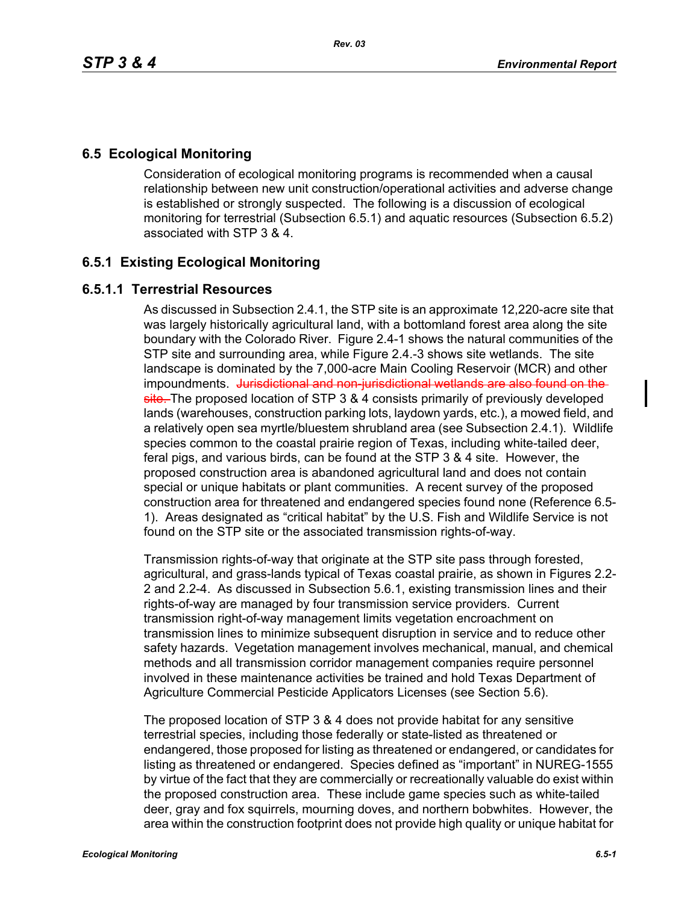## 6.5 Ecological Monitoring

Consideration of ecological monitoring programs is recommended when a causal relationship between new unit construction/operational activities and adverse change is established or strongly suspected. The following is a discussion of ecological monitoring for terrestrial (Subsection 6.5.1) and aquatic resources (Subsection 6.5.2) associated with STP 3 & 4.

### 6.5.1 Existing Ecological Monitoring

#### 6.5.1.1 Terrestrial Resources

As discussed in Subsection 2.4.1, the STP site is an approximate 12,220-acre site that was largely historically agricultural land, with a bottomland forest area along the site boundary with the Colorado River. Figure 2.4-1 shows the natural communities of the STP site and surrounding area, while Figure 2.4.-3 shows site wetlands. The site landscape is dominated by the 7,000-acre Main Cooling Reservoir (MCR) and other impoundments. ~~Jurisdictional and non-jurisdictional wetlands are also found on the site.~~ The proposed location of STP 3 & 4 consists primarily of previously developed lands (warehouses, construction parking lots, laydown yards, etc.), a mowed field, and a relatively open sea myrtle/bluestem shrubland area (see Subsection 2.4.1). Wildlife species common to the coastal prairie region of Texas, including white-tailed deer, feral pigs, and various birds, can be found at the STP 3 & 4 site. However, the proposed construction area is abandoned agricultural land and does not contain special or unique habitats or plant communities. A recent survey of the proposed construction area for threatened and endangered species found none (Reference 6.5-1). Areas designated as "critical habitat" by the U.S. Fish and Wildlife Service is not found on the STP site or the associated transmission rights-of-way.

Transmission rights-of-way that originate at the STP site pass through forested, agricultural, and grass-lands typical of Texas coastal prairie, as shown in Figures 2.2-2 and 2.2-4. As discussed in Subsection 5.6.1, existing transmission lines and their rights-of-way are managed by four transmission service providers. Current transmission right-of-way management limits vegetation encroachment on transmission lines to minimize subsequent disruption in service and to reduce other safety hazards. Vegetation management involves mechanical, manual, and chemical methods and all transmission corridor management companies require personnel involved in these maintenance activities be trained and hold Texas Department of Agriculture Commercial Pesticide Applicators Licenses (see Section 5.6).

The proposed location of STP 3 & 4 does not provide habitat for any sensitive terrestrial species, including those federally or state-listed as threatened or endangered, those proposed for listing as threatened or endangered, or candidates for listing as threatened or endangered. Species defined as "important" in NUREG-1555 by virtue of the fact that they are commercially or recreationally valuable do exist within the proposed construction area. These include game species such as white-tailed deer, gray and fox squirrels, mourning doves, and northern bobwhites. However, the area within the construction footprint does not provide high quality or unique habitat for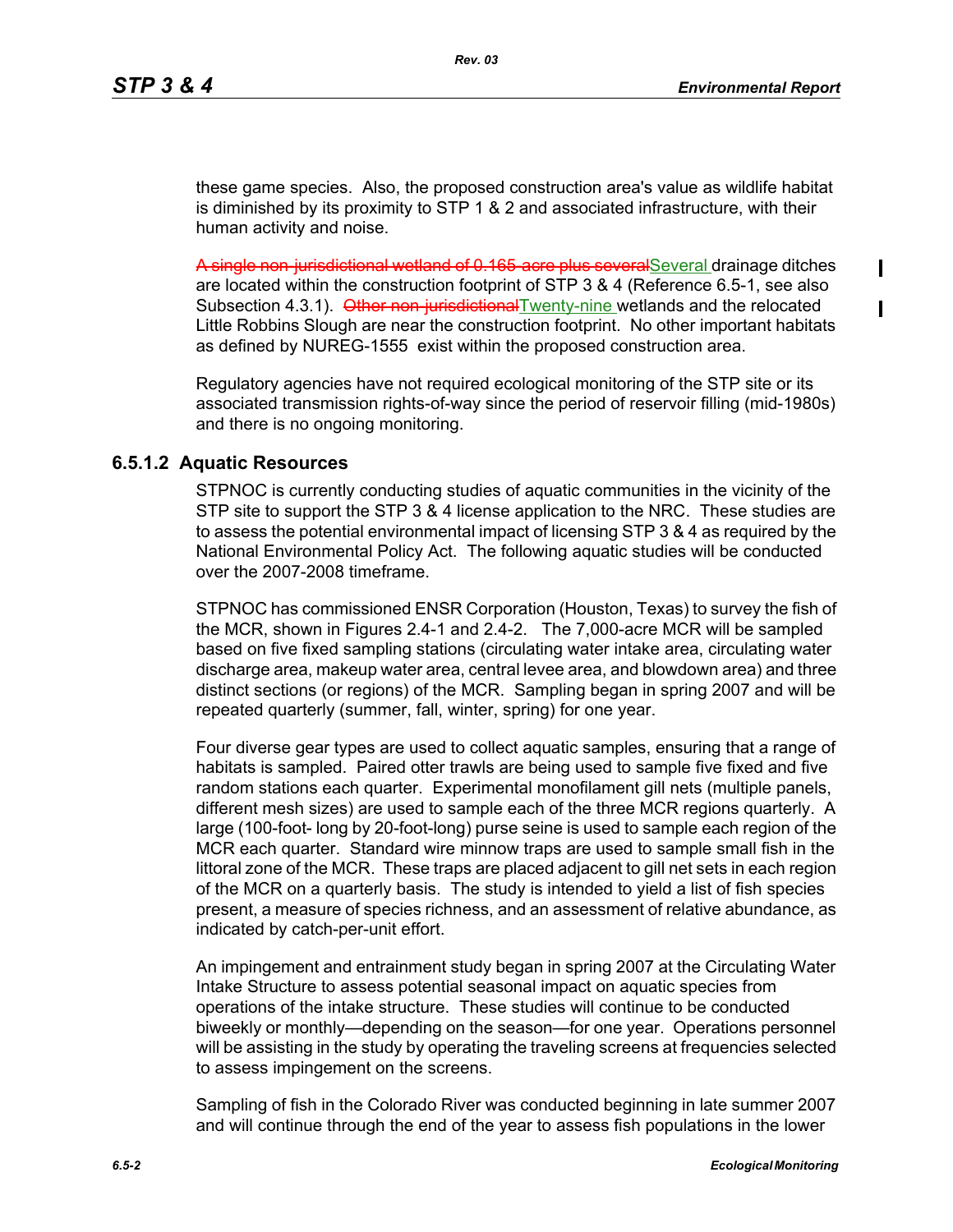these game species. Also, the proposed construction area's value as wildlife habitat is diminished by its proximity to STP 1 & 2 and associated infrastructure, with their human activity and noise.

~~A single non-jurisdictional wetland of 0.165-acre plus several~~Several drainage ditches are located within the construction footprint of STP 3 & 4 (Reference 6.5-1, see also Subsection 4.3.1). ~~Other non-jurisdictional~~Twenty-nine wetlands and the relocated Little Robbins Slough are near the construction footprint. No other important habitats as defined by NUREG-1555 exist within the proposed construction area.

Regulatory agencies have not required ecological monitoring of the STP site or its associated transmission rights-of-way since the period of reservoir filling (mid-1980s) and there is no ongoing monitoring.

### 6.5.1.2 Aquatic Resources

STPNOC is currently conducting studies of aquatic communities in the vicinity of the STP site to support the STP 3 & 4 license application to the NRC. These studies are to assess the potential environmental impact of licensing STP 3 & 4 as required by the National Environmental Policy Act. The following aquatic studies will be conducted over the 2007-2008 timeframe.

STPNOC has commissioned ENSR Corporation (Houston, Texas) to survey the fish of the MCR, shown in Figures 2.4-1 and 2.4-2. The 7,000-acre MCR will be sampled based on five fixed sampling stations (circulating water intake area, circulating water discharge area, makeup water area, central levee area, and blowdown area) and three distinct sections (or regions) of the MCR. Sampling began in spring 2007 and will be repeated quarterly (summer, fall, winter, spring) for one year.

Four diverse gear types are used to collect aquatic samples, ensuring that a range of habitats is sampled. Paired otter trawls are being used to sample five fixed and five random stations each quarter. Experimental monofilament gill nets (multiple panels, different mesh sizes) are used to sample each of the three MCR regions quarterly. A large (100-foot- long by 20-foot-long) purse seine is used to sample each region of the MCR each quarter. Standard wire minnow traps are used to sample small fish in the littoral zone of the MCR. These traps are placed adjacent to gill net sets in each region of the MCR on a quarterly basis. The study is intended to yield a list of fish species present, a measure of species richness, and an assessment of relative abundance, as indicated by catch-per-unit effort.

An impingement and entrainment study began in spring 2007 at the Circulating Water Intake Structure to assess potential seasonal impact on aquatic species from operations of the intake structure. These studies will continue to be conducted biweekly or monthly—depending on the season—for one year. Operations personnel will be assisting in the study by operating the traveling screens at frequencies selected to assess impingement on the screens.

Sampling of fish in the Colorado River was conducted beginning in late summer 2007 and will continue through the end of the year to assess fish populations in the lower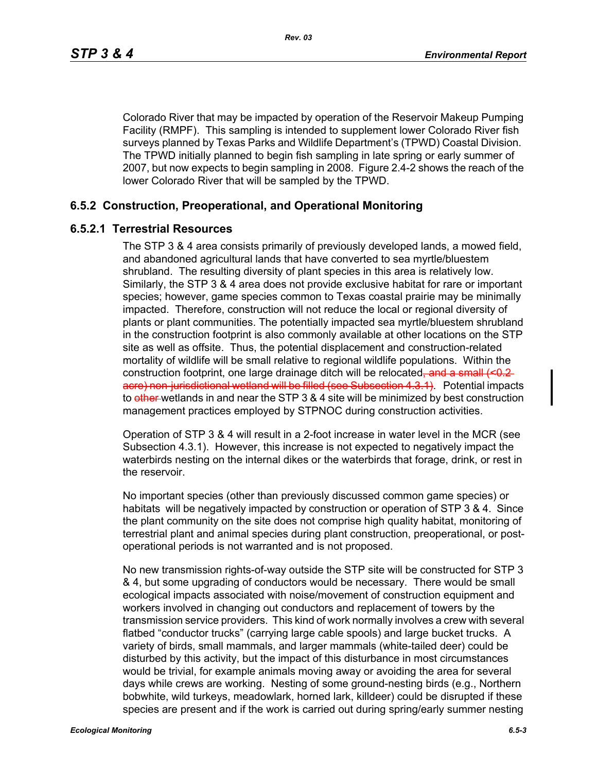Colorado River that may be impacted by operation of the Reservoir Makeup Pumping Facility (RMPF). This sampling is intended to supplement lower Colorado River fish surveys planned by Texas Parks and Wildlife Department's (TPWD) Coastal Division. The TPWD initially planned to begin fish sampling in late spring or early summer of 2007, but now expects to begin sampling in 2008. Figure 2.4-2 shows the reach of the lower Colorado River that will be sampled by the TPWD.

## 6.5.2 Construction, Preoperational, and Operational Monitoring

### 6.5.2.1 Terrestrial Resources

The STP 3 & 4 area consists primarily of previously developed lands, a mowed field, and abandoned agricultural lands that have converted to sea myrtle/bluestem shrubland. The resulting diversity of plant species in this area is relatively low. Similarly, the STP 3 & 4 area does not provide exclusive habitat for rare or important species; however, game species common to Texas coastal prairie may be minimally impacted. Therefore, construction will not reduce the local or regional diversity of plants or plant communities. The potentially impacted sea myrtle/bluestem shrubland in the construction footprint is also commonly available at other locations on the STP site as well as offsite. Thus, the potential displacement and construction-related mortality of wildlife will be small relative to regional wildlife populations. Within the construction footprint, one large drainage ditch will be relocated~~, and a small (<0.2 acre) non-jurisdictional wetland will be filled (see Subsection 4.3.1)~~. Potential impacts to ~~other~~ wetlands in and near the STP 3 & 4 site will be minimized by best construction management practices employed by STPNOC during construction activities.

Operation of STP 3 & 4 will result in a 2-foot increase in water level in the MCR (see Subsection 4.3.1). However, this increase is not expected to negatively impact the waterbirds nesting on the internal dikes or the waterbirds that forage, drink, or rest in the reservoir.

No important species (other than previously discussed common game species) or habitats will be negatively impacted by construction or operation of STP 3 & 4. Since the plant community on the site does not comprise high quality habitat, monitoring of terrestrial plant and animal species during plant construction, preoperational, or post-operational periods is not warranted and is not proposed.

No new transmission rights-of-way outside the STP site will be constructed for STP 3 & 4, but some upgrading of conductors would be necessary. There would be small ecological impacts associated with noise/movement of construction equipment and workers involved in changing out conductors and replacement of towers by the transmission service providers. This kind of work normally involves a crew with several flatbed "conductor trucks" (carrying large cable spools) and large bucket trucks. A variety of birds, small mammals, and larger mammals (white-tailed deer) could be disturbed by this activity, but the impact of this disturbance in most circumstances would be trivial, for example animals moving away or avoiding the area for several days while crews are working. Nesting of some ground-nesting birds (e.g., Northern bobwhite, wild turkeys, meadowlark, horned lark, killdeer) could be disrupted if these species are present and if the work is carried out during spring/early summer nesting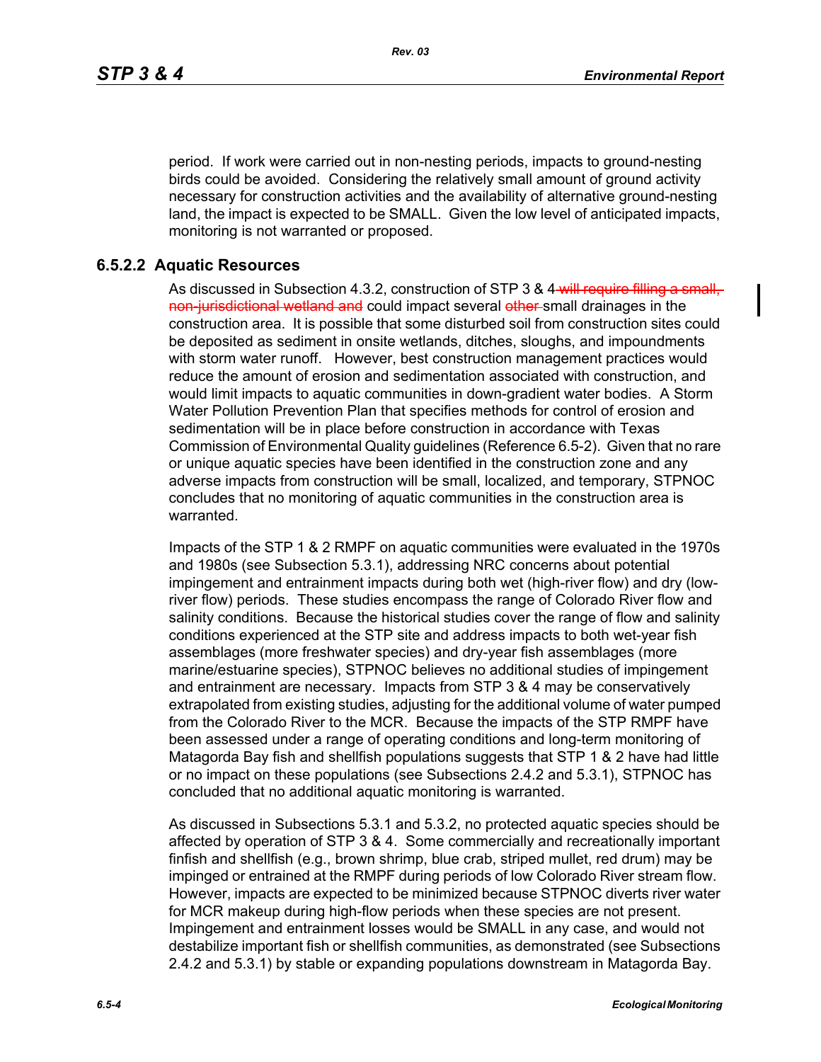period. If work were carried out in non-nesting periods, impacts to ground-nesting birds could be avoided. Considering the relatively small amount of ground activity necessary for construction activities and the availability of alternative ground-nesting land, the impact is expected to be SMALL. Given the low level of anticipated impacts, monitoring is not warranted or proposed.

### 6.5.2.2 Aquatic Resources

As discussed in Subsection 4.3.2, construction of STP 3 & 4 ~~will require filling a small, non-jurisdictional wetland and~~ could impact several ~~other~~ small drainages in the construction area. It is possible that some disturbed soil from construction sites could be deposited as sediment in onsite wetlands, ditches, sloughs, and impoundments with storm water runoff. However, best construction management practices would reduce the amount of erosion and sedimentation associated with construction, and would limit impacts to aquatic communities in down-gradient water bodies. A Storm Water Pollution Prevention Plan that specifies methods for control of erosion and sedimentation will be in place before construction in accordance with Texas Commission of Environmental Quality guidelines (Reference 6.5-2). Given that no rare or unique aquatic species have been identified in the construction zone and any adverse impacts from construction will be small, localized, and temporary, STPNOC concludes that no monitoring of aquatic communities in the construction area is warranted.

Impacts of the STP 1 & 2 RMPF on aquatic communities were evaluated in the 1970s and 1980s (see Subsection 5.3.1), addressing NRC concerns about potential impingement and entrainment impacts during both wet (high-river flow) and dry (low-river flow) periods. These studies encompass the range of Colorado River flow and salinity conditions. Because the historical studies cover the range of flow and salinity conditions experienced at the STP site and address impacts to both wet-year fish assemblages (more freshwater species) and dry-year fish assemblages (more marine/estuarine species), STPNOC believes no additional studies of impingement and entrainment are necessary. Impacts from STP 3 & 4 may be conservatively extrapolated from existing studies, adjusting for the additional volume of water pumped from the Colorado River to the MCR. Because the impacts of the STP RMPF have been assessed under a range of operating conditions and long-term monitoring of Matagorda Bay fish and shellfish populations suggests that STP 1 & 2 have had little or no impact on these populations (see Subsections 2.4.2 and 5.3.1), STPNOC has concluded that no additional aquatic monitoring is warranted.

As discussed in Subsections 5.3.1 and 5.3.2, no protected aquatic species should be affected by operation of STP 3 & 4. Some commercially and recreationally important finfish and shellfish (e.g., brown shrimp, blue crab, striped mullet, red drum) may be impinged or entrained at the RMPF during periods of low Colorado River stream flow. However, impacts are expected to be minimized because STPNOC diverts river water for MCR makeup during high-flow periods when these species are not present. Impingement and entrainment losses would be SMALL in any case, and would not destabilize important fish or shellfish communities, as demonstrated (see Subsections 2.4.2 and 5.3.1) by stable or expanding populations downstream in Matagorda Bay.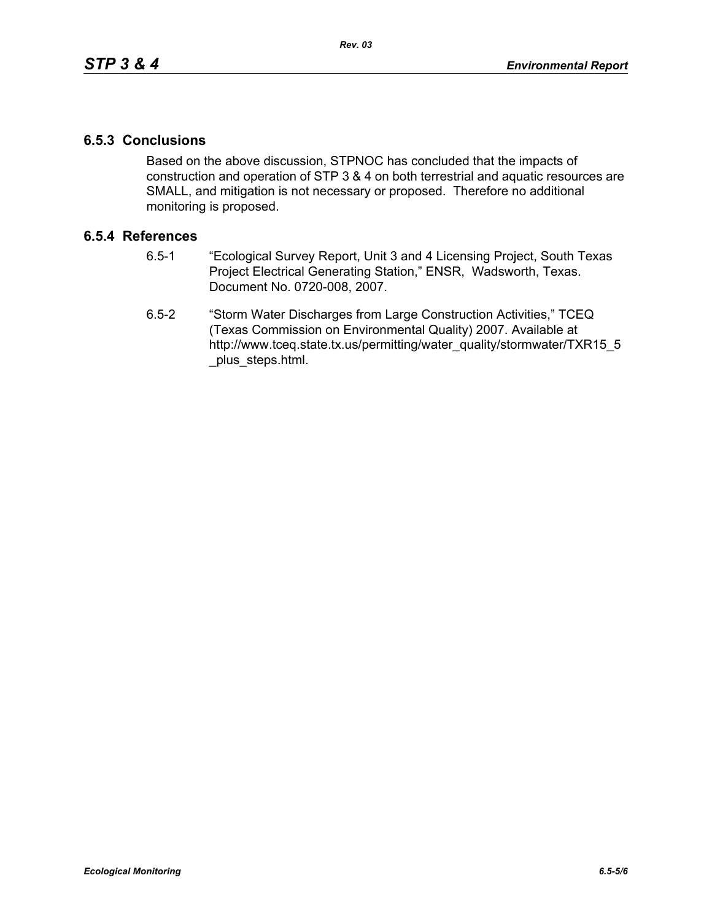### 6.5.3 Conclusions

Based on the above discussion, STPNOC has concluded that the impacts of construction and operation of STP 3 & 4 on both terrestrial and aquatic resources are SMALL, and mitigation is not necessary or proposed. Therefore no additional monitoring is proposed.

### 6.5.4 References

6.5-1 "Ecological Survey Report, Unit 3 and 4 Licensing Project, South Texas Project Electrical Generating Station," ENSR, Wadsworth, Texas. Document No. 0720-008, 2007.

6.5-2 "Storm Water Discharges from Large Construction Activities," TCEQ (Texas Commission on Environmental Quality) 2007. Available at http://www.tceq.state.tx.us/permitting/water_quality/stormwater/TXR15_5_plus_steps.html.